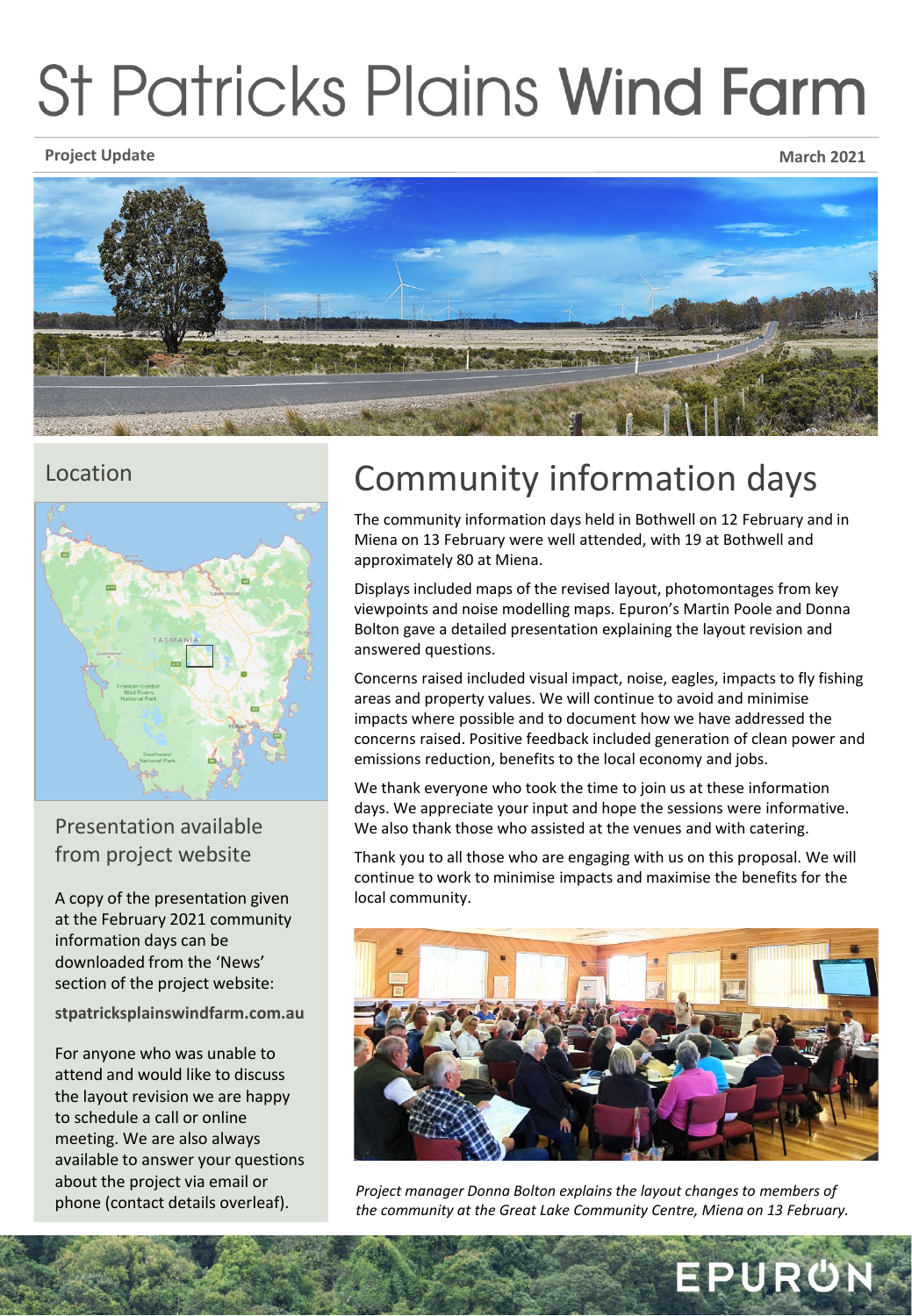# St Patricks Plains Wind Farm

**Project Update** **March 2021**

## Community information days

The community information days held in Bothwell on 12 February and in Miena on 13 February were well attended, with 19 at Bothwell and approximately 80 at Miena.

Displays included maps of the revised layout, photomontages from key viewpoints and noise modelling maps. Epuron's Martin Poole and Donna Bolton gave a detailed presentation explaining the layout revision and answered questions.

Concerns raised included visual impact, noise, eagles, impacts to fly fishing areas and property values. We will continue to avoid and minimise impacts where possible and to document how we have addressed the concerns raised. Positive feedback included generation of clean power and emissions reduction, benefits to the local economy and jobs.

We thank everyone who took the time to join us at these information days. We appreciate your input and hope the sessions were informative. We also thank those who assisted at the venues and with catering.

Thank you to all those who are engaging with us on this proposal. We will continue to work to minimise impacts and maximise the benefits for the local community.

*Project manager Donna Bolton explains the layout changes to members of the community at the Great Lake Community Centre, Miena on 13 February.*

## Location

### Presentation available from project website

A copy of the presentation given at the February 2021 community information days can be downloaded from the 'News' section of the project website:

**stpatricksplainswindfarm.com.au**

For anyone who was unable to attend and would like to discuss the layout revision we are happy to schedule a call or online meeting. We are also always available to answer your questions about the project via email or phone (contact details overleaf).

EPURON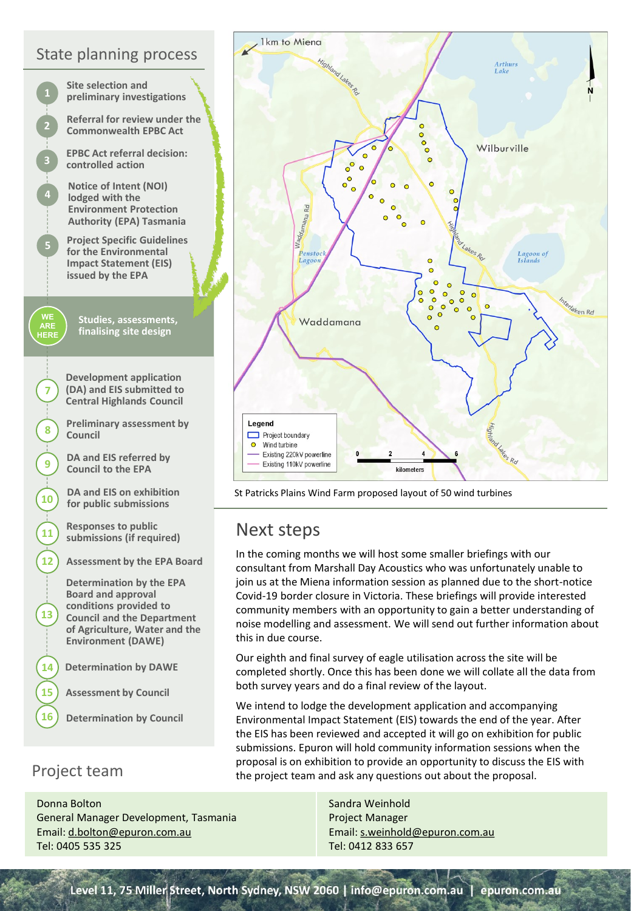## State planning process

1. Site selection and preliminary investigations
2. Referral for review under the Commonwealth EPBC Act
3. EPBC Act referral decision: controlled action
4. Notice of Intent (NOI) lodged with the Environment Protection Authority (EPA) Tasmania
5. Project Specific Guidelines for the Environmental Impact Statement (EIS) issued by the EPA

**WE ARE HERE** — Studies, assessments, finalising site design

7. Development application (DA) and EIS submitted to Central Highlands Council
8. Preliminary assessment by Council
9. DA and EIS referred by Council to the EPA
10. DA and EIS on exhibition for public submissions
11. Responses to public submissions (if required)
12. Assessment by the EPA Board
13. Determination by the EPA Board and approval conditions provided to Council and the Department of Agriculture, Water and the Environment (DAWE)
14. Determination by DAWE
15. Assessment by Council
16. Determination by Council

1km to Miena
Highland Lakes Rd
Arthurs Lake
N
Wilburville
Waddamana Rd
Penstock Lagoon
Lagoon of Islands
Interlaken Rd
Waddamana
Legend
Project boundary
Wind turbine
Existing 220kV powerline
Existing 110kV powerline
0 2 4 6
kilometers

St Patricks Plains Wind Farm proposed layout of 50 wind turbines

## Next steps

In the coming months we will host some smaller briefings with our consultant from Marshall Day Acoustics who was unfortunately unable to join us at the Miena information session as planned due to the short-notice Covid-19 border closure in Victoria. These briefings will provide interested community members with an opportunity to gain a better understanding of noise modelling and assessment. We will send out further information about this in due course.

Our eighth and final survey of eagle utilisation across the site will be completed shortly. Once this has been done we will collate all the data from both survey years and do a final review of the layout.

We intend to lodge the development application and accompanying Environmental Impact Statement (EIS) towards the end of the year. After the EIS has been reviewed and accepted it will go on exhibition for public submissions. Epuron will hold community information sessions when the proposal is on exhibition to provide an opportunity to discuss the EIS with the project team and ask any questions out about the proposal.

## Project team

Donna Bolton
General Manager Development, Tasmania
Email: d.bolton@epuron.com.au
Tel: 0405 535 325

Sandra Weinhold
Project Manager
Email: s.weinhold@epuron.com.au
Tel: 0412 833 657

Level 11, 75 Miller Street, North Sydney, NSW 2060 | info@epuron.com.au | epuron.com.au